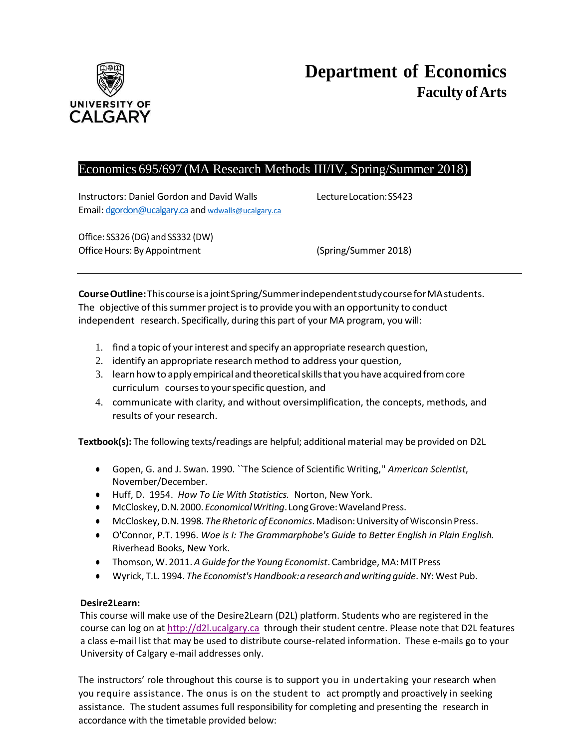# Department of Economics

## Faculty of Arts

UNIVERSITY OF CALGARY

## Economics 695/697 (MA Research Methods III/IV, Spring/Summer 2018)

Instructors: Daniel Gordon and David Walls
Email: dgordon@ucalgary.ca and wdwalls@ucalgary.ca

Lecture Location: SS423

Office: SS326 (DG) and SS332 (DW)
Office Hours: By Appointment

(Spring/Summer 2018)

---

**Course Outline:** This course is a joint Spring/Summer independent study course for MA students. The objective of this summer project is to provide you with an opportunity to conduct independent research. Specifically, during this part of your MA program, you will:

1. find a topic of your interest and specify an appropriate research question,
2. identify an appropriate research method to address your question,
3. learn how to apply empirical and theoretical skills that you have acquired from core curriculum courses to your specific question, and
4. communicate with clarity, and without oversimplification, the concepts, methods, and results of your research.

**Textbook(s):** The following texts/readings are helpful; additional material may be provided on D2L

- Gopen, G. and J. Swan. 1990. ``The Science of Scientific Writing,'' *American Scientist*, November/December.
- Huff, D. 1954. *How To Lie With Statistics.* Norton, New York.
- McCloskey, D.N. 2000. *Economical Writing*. Long Grove: Waveland Press.
- McCloskey, D.N. 1998. *The Rhetoric of Economics*. Madison: University of Wisconsin Press.
- O'Connor, P.T. 1996. *Woe is I: The Grammarphobe's Guide to Better English in Plain English.* Riverhead Books, New York.
- Thomson, W. 2011. *A Guide for the Young Economist*. Cambridge, MA: MIT Press
- Wyrick, T.L. 1994. *The Economist's Handbook: a research and writing guide*. NY: West Pub.

**Desire2Learn:**
This course will make use of the Desire2Learn (D2L) platform. Students who are registered in the course can log on at http://d2l.ucalgary.ca through their student centre. Please note that D2L features a class e-mail list that may be used to distribute course-related information. These e-mails go to your University of Calgary e-mail addresses only.

The instructors' role throughout this course is to support you in undertaking your research when you require assistance. The onus is on the student to act promptly and proactively in seeking assistance. The student assumes full responsibility for completing and presenting the research in accordance with the timetable provided below: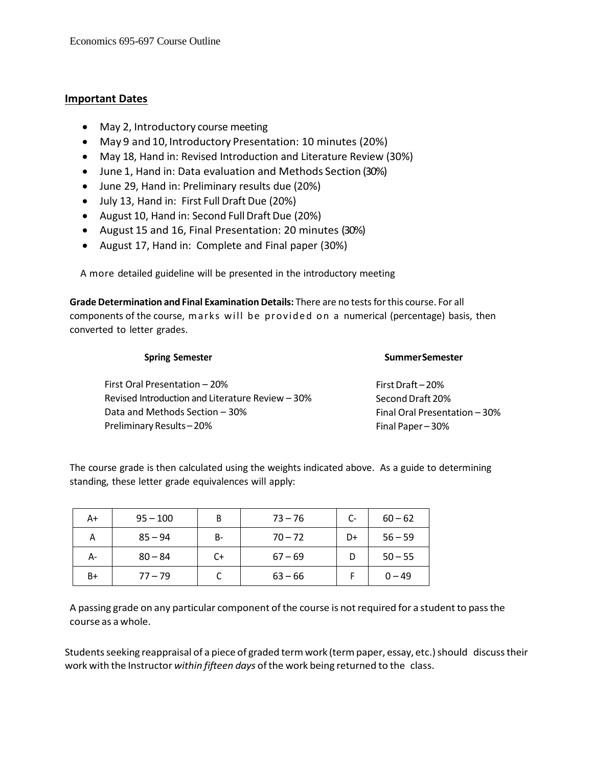## Important Dates

- May 2, Introductory course meeting
- May 9 and 10, Introductory Presentation: 10 minutes (20%)
- May 18, Hand in: Revised Introduction and Literature Review (30%)
- June 1, Hand in: Data evaluation and Methods Section (30%)
- June 29, Hand in: Preliminary results due (20%)
- July 13, Hand in: First Full Draft Due (20%)
- August 10, Hand in: Second Full Draft Due (20%)
- August 15 and 16, Final Presentation: 20 minutes (30%)
- August 17, Hand in: Complete and Final paper (30%)

A more detailed guideline will be presented in the introductory meeting

**Grade Determination and Final Examination Details:** There are no tests for this course. For all components of the course, marks will be provided on a numerical (percentage) basis, then converted to letter grades.

| Spring Semester | Summer Semester |
|---|---|
| First Oral Presentation – 20% | First Draft – 20% |
| Revised Introduction and Literature Review – 30% | Second Draft 20% |
| Data and Methods Section – 30% | Final Oral Presentation – 30% |
| Preliminary Results – 20% | Final Paper – 30% |

The course grade is then calculated using the weights indicated above. As a guide to determining standing, these letter grade equivalences will apply:

| | | | | | |
|---|---|---|---|---|---|
| A+ | 95 – 100 | B | 73 – 76 | C- | 60 – 62 |
| A | 85 – 94 | B- | 70 – 72 | D+ | 56 – 59 |
| A- | 80 – 84 | C+ | 67 – 69 | D | 50 – 55 |
| B+ | 77 – 79 | C | 63 – 66 | F | 0 – 49 |

A passing grade on any particular component of the course is not required for a student to pass the course as a whole.

Students seeking reappraisal of a piece of graded term work (term paper, essay, etc.) should discuss their work with the Instructor *within fifteen days* of the work being returned to the class.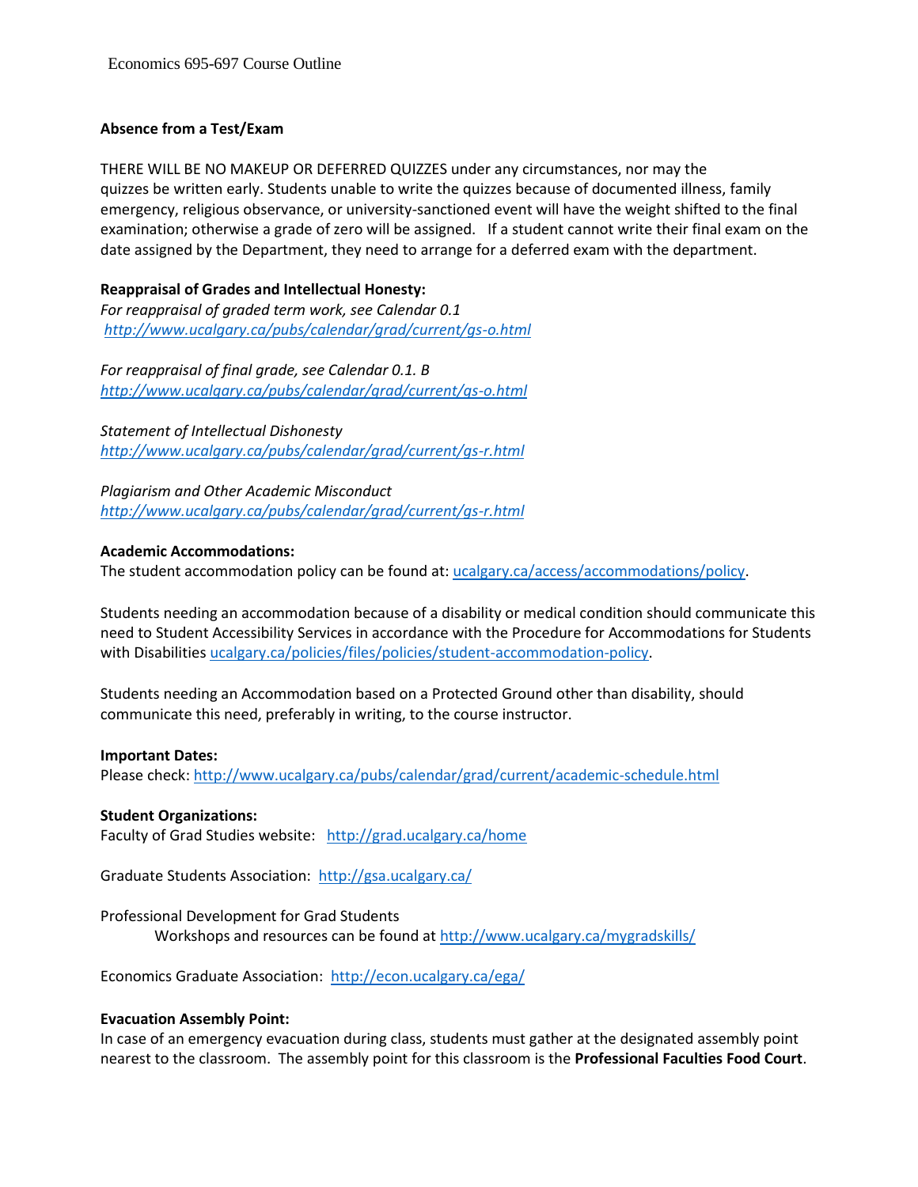**Absence from a Test/Exam**

THERE WILL BE NO MAKEUP OR DEFERRED QUIZZES under any circumstances, nor may the quizzes be written early. Students unable to write the quizzes because of documented illness, family emergency, religious observance, or university-sanctioned event will have the weight shifted to the final examination; otherwise a grade of zero will be assigned. If a student cannot write their final exam on the date assigned by the Department, they need to arrange for a deferred exam with the department.

**Reappraisal of Grades and Intellectual Honesty:**

*For reappraisal of graded term work, see Calendar 0.1*
*http://www.ucalgary.ca/pubs/calendar/grad/current/gs-o.html*

*For reappraisal of final grade, see Calendar 0.1. B*
*http://www.ucalgary.ca/pubs/calendar/grad/current/gs-o.html*

*Statement of Intellectual Dishonesty*
*http://www.ucalgary.ca/pubs/calendar/grad/current/gs-r.html*

*Plagiarism and Other Academic Misconduct*
*http://www.ucalgary.ca/pubs/calendar/grad/current/gs-r.html*

**Academic Accommodations:**

The student accommodation policy can be found at: ucalgary.ca/access/accommodations/policy.

Students needing an accommodation because of a disability or medical condition should communicate this need to Student Accessibility Services in accordance with the Procedure for Accommodations for Students with Disabilities ucalgary.ca/policies/files/policies/student-accommodation-policy.

Students needing an Accommodation based on a Protected Ground other than disability, should communicate this need, preferably in writing, to the course instructor.

**Important Dates:**

Please check: http://www.ucalgary.ca/pubs/calendar/grad/current/academic-schedule.html

**Student Organizations:**

Faculty of Grad Studies website: http://grad.ucalgary.ca/home

Graduate Students Association: http://gsa.ucalgary.ca/

Professional Development for Grad Students
Workshops and resources can be found at http://www.ucalgary.ca/mygradskills/

Economics Graduate Association: http://econ.ucalgary.ca/ega/

**Evacuation Assembly Point:**

In case of an emergency evacuation during class, students must gather at the designated assembly point nearest to the classroom. The assembly point for this classroom is the **Professional Faculties Food Court**.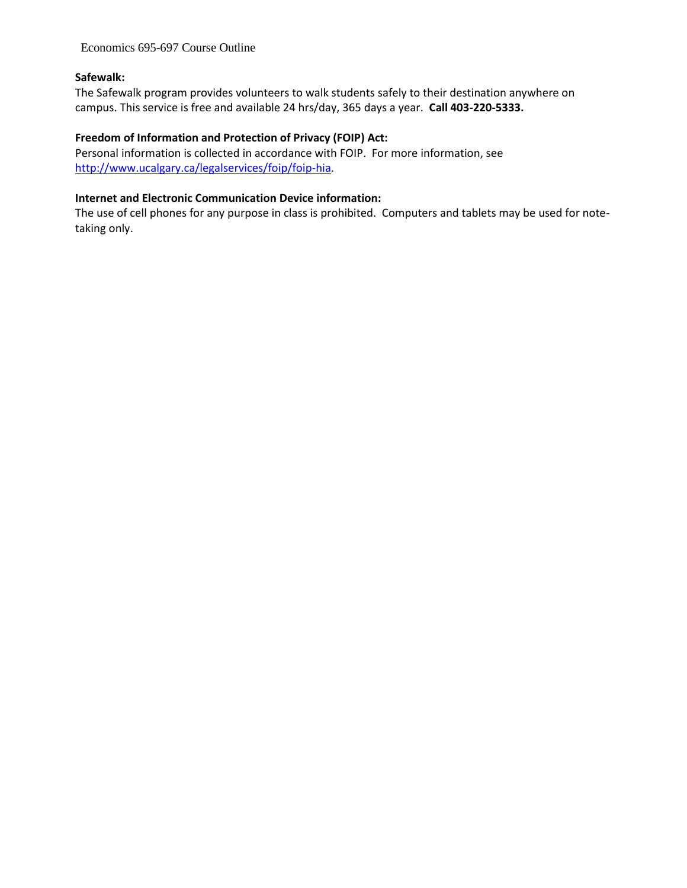**Safewalk:**

The Safewalk program provides volunteers to walk students safely to their destination anywhere on campus. This service is free and available 24 hrs/day, 365 days a year. **Call 403-220-5333.**

**Freedom of Information and Protection of Privacy (FOIP) Act:**

Personal information is collected in accordance with FOIP. For more information, see http://www.ucalgary.ca/legalservices/foip/foip-hia.

**Internet and Electronic Communication Device information:**

The use of cell phones for any purpose in class is prohibited. Computers and tablets may be used for note-taking only.